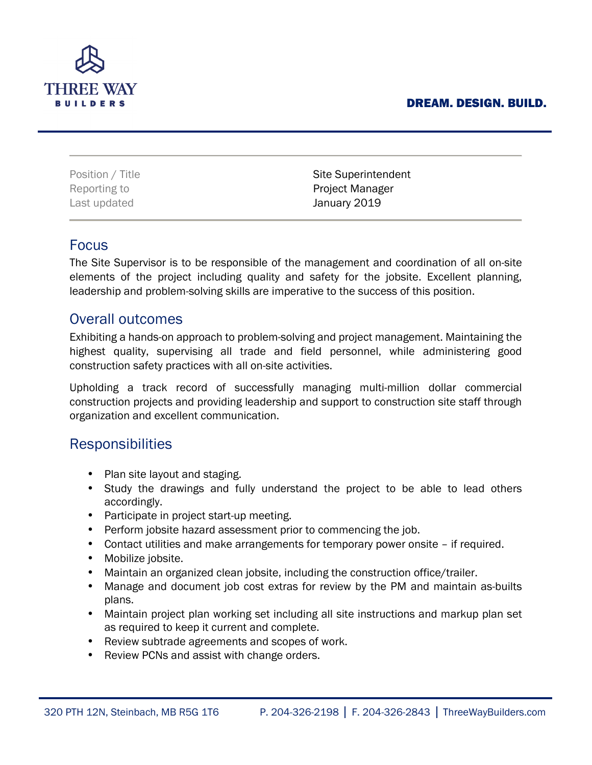THREE WAY
BUILDERS

**DREAM. DESIGN. BUILD.**

| | |
|---|---|
| Position / Title | Site Superintendent |
| Reporting to | Project Manager |
| Last updated | January 2019 |

## Focus

The Site Supervisor is to be responsible of the management and coordination of all on-site elements of the project including quality and safety for the jobsite. Excellent planning, leadership and problem-solving skills are imperative to the success of this position.

## Overall outcomes

Exhibiting a hands-on approach to problem-solving and project management. Maintaining the highest quality, supervising all trade and field personnel, while administering good construction safety practices with all on-site activities.

Upholding a track record of successfully managing multi-million dollar commercial construction projects and providing leadership and support to construction site staff through organization and excellent communication.

## Responsibilities

- Plan site layout and staging.
- Study the drawings and fully understand the project to be able to lead others accordingly.
- Participate in project start-up meeting.
- Perform jobsite hazard assessment prior to commencing the job.
- Contact utilities and make arrangements for temporary power onsite – if required.
- Mobilize jobsite.
- Maintain an organized clean jobsite, including the construction office/trailer.
- Manage and document job cost extras for review by the PM and maintain as-builts plans.
- Maintain project plan working set including all site instructions and markup plan set as required to keep it current and complete.
- Review subtrade agreements and scopes of work.
- Review PCNs and assist with change orders.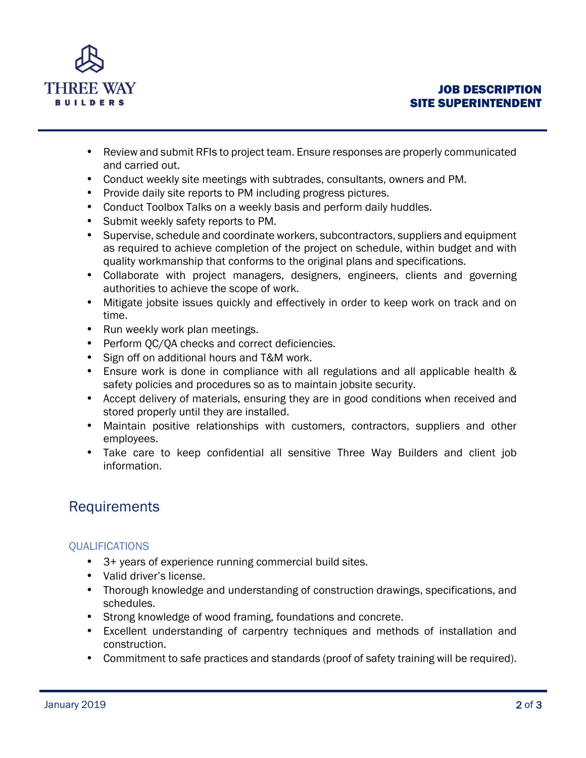- Review and submit RFIs to project team. Ensure responses are properly communicated and carried out.
- Conduct weekly site meetings with subtrades, consultants, owners and PM.
- Provide daily site reports to PM including progress pictures.
- Conduct Toolbox Talks on a weekly basis and perform daily huddles.
- Submit weekly safety reports to PM.
- Supervise, schedule and coordinate workers, subcontractors, suppliers and equipment as required to achieve completion of the project on schedule, within budget and with quality workmanship that conforms to the original plans and specifications.
- Collaborate with project managers, designers, engineers, clients and governing authorities to achieve the scope of work.
- Mitigate jobsite issues quickly and effectively in order to keep work on track and on time.
- Run weekly work plan meetings.
- Perform QC/QA checks and correct deficiencies.
- Sign off on additional hours and T&M work.
- Ensure work is done in compliance with all regulations and all applicable health & safety policies and procedures so as to maintain jobsite security.
- Accept delivery of materials, ensuring they are in good conditions when received and stored properly until they are installed.
- Maintain positive relationships with customers, contractors, suppliers and other employees.
- Take care to keep confidential all sensitive Three Way Builders and client job information.

## Requirements

### QUALIFICATIONS

- 3+ years of experience running commercial build sites.
- Valid driver's license.
- Thorough knowledge and understanding of construction drawings, specifications, and schedules.
- Strong knowledge of wood framing, foundations and concrete.
- Excellent understanding of carpentry techniques and methods of installation and construction.
- Commitment to safe practices and standards (proof of safety training will be required).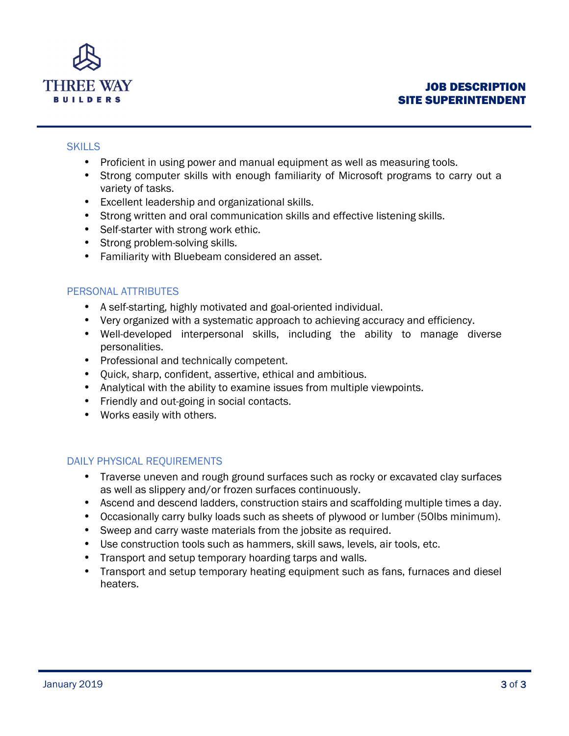## SKILLS

- Proficient in using power and manual equipment as well as measuring tools.
- Strong computer skills with enough familiarity of Microsoft programs to carry out a variety of tasks.
- Excellent leadership and organizational skills.
- Strong written and oral communication skills and effective listening skills.
- Self-starter with strong work ethic.
- Strong problem-solving skills.
- Familiarity with Bluebeam considered an asset.

## PERSONAL ATTRIBUTES

- A self-starting, highly motivated and goal-oriented individual.
- Very organized with a systematic approach to achieving accuracy and efficiency.
- Well-developed interpersonal skills, including the ability to manage diverse personalities.
- Professional and technically competent.
- Quick, sharp, confident, assertive, ethical and ambitious.
- Analytical with the ability to examine issues from multiple viewpoints.
- Friendly and out-going in social contacts.
- Works easily with others.

## DAILY PHYSICAL REQUIREMENTS

- Traverse uneven and rough ground surfaces such as rocky or excavated clay surfaces as well as slippery and/or frozen surfaces continuously.
- Ascend and descend ladders, construction stairs and scaffolding multiple times a day.
- Occasionally carry bulky loads such as sheets of plywood or lumber (50lbs minimum).
- Sweep and carry waste materials from the jobsite as required.
- Use construction tools such as hammers, skill saws, levels, air tools, etc.
- Transport and setup temporary hoarding tarps and walls.
- Transport and setup temporary heating equipment such as fans, furnaces and diesel heaters.